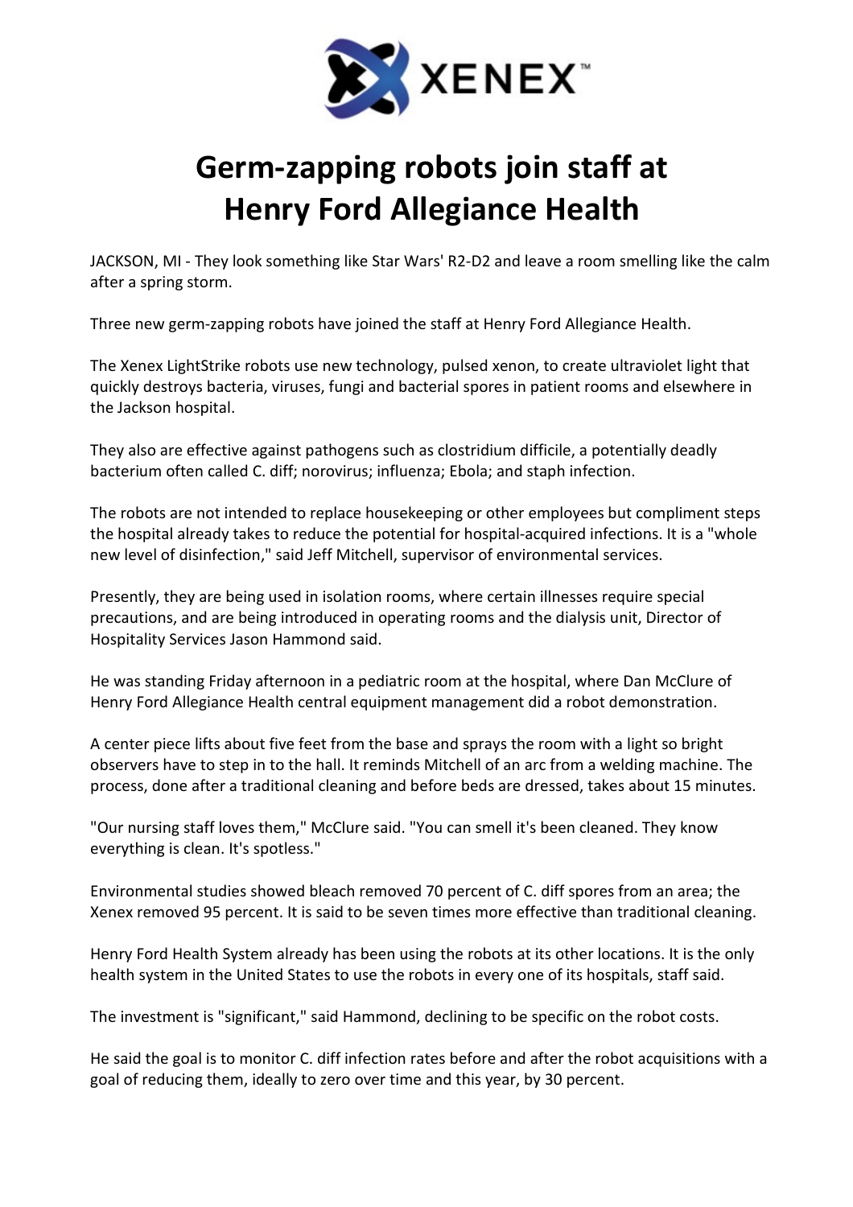XENEX™

# Germ-zapping robots join staff at Henry Ford Allegiance Health

JACKSON, MI - They look something like Star Wars' R2-D2 and leave a room smelling like the calm after a spring storm.

Three new germ-zapping robots have joined the staff at Henry Ford Allegiance Health.

The Xenex LightStrike robots use new technology, pulsed xenon, to create ultraviolet light that quickly destroys bacteria, viruses, fungi and bacterial spores in patient rooms and elsewhere in the Jackson hospital.

They also are effective against pathogens such as clostridium difficile, a potentially deadly bacterium often called C. diff; norovirus; influenza; Ebola; and staph infection.

The robots are not intended to replace housekeeping or other employees but compliment steps the hospital already takes to reduce the potential for hospital-acquired infections. It is a "whole new level of disinfection," said Jeff Mitchell, supervisor of environmental services.

Presently, they are being used in isolation rooms, where certain illnesses require special precautions, and are being introduced in operating rooms and the dialysis unit, Director of Hospitality Services Jason Hammond said.

He was standing Friday afternoon in a pediatric room at the hospital, where Dan McClure of Henry Ford Allegiance Health central equipment management did a robot demonstration.

A center piece lifts about five feet from the base and sprays the room with a light so bright observers have to step in to the hall. It reminds Mitchell of an arc from a welding machine. The process, done after a traditional cleaning and before beds are dressed, takes about 15 minutes.

"Our nursing staff loves them," McClure said. "You can smell it's been cleaned. They know everything is clean. It's spotless."

Environmental studies showed bleach removed 70 percent of C. diff spores from an area; the Xenex removed 95 percent. It is said to be seven times more effective than traditional cleaning.

Henry Ford Health System already has been using the robots at its other locations. It is the only health system in the United States to use the robots in every one of its hospitals, staff said.

The investment is "significant," said Hammond, declining to be specific on the robot costs.

He said the goal is to monitor C. diff infection rates before and after the robot acquisitions with a goal of reducing them, ideally to zero over time and this year, by 30 percent.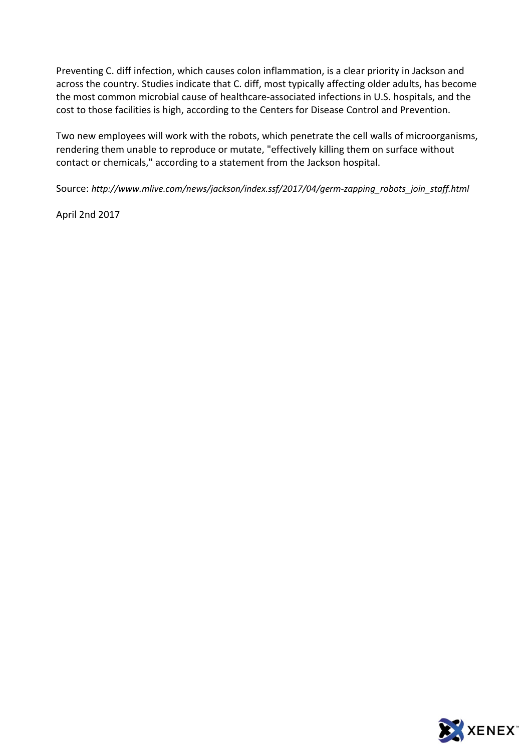Preventing C. diff infection, which causes colon inflammation, is a clear priority in Jackson and across the country. Studies indicate that C. diff, most typically affecting older adults, has become the most common microbial cause of healthcare-associated infections in U.S. hospitals, and the cost to those facilities is high, according to the Centers for Disease Control and Prevention.

Two new employees will work with the robots, which penetrate the cell walls of microorganisms, rendering them unable to reproduce or mutate, "effectively killing them on surface without contact or chemicals," according to a statement from the Jackson hospital.

Source: *http://www.mlive.com/news/jackson/index.ssf/2017/04/germ-zapping_robots_join_staff.html*

April 2nd 2017